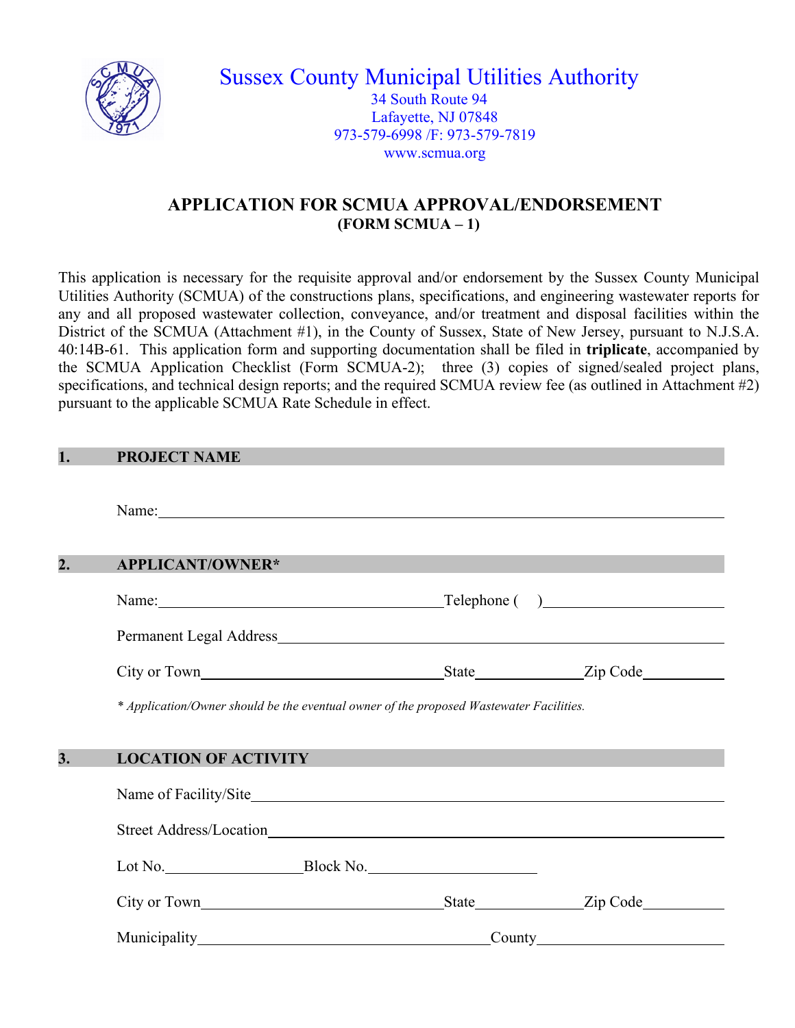# Sussex County Municipal Utilities Authority

34 South Route 94
Lafayette, NJ 07848
973-579-6998 /F: 973-579-7819
www.scmua.org

## APPLICATION FOR SCMUA APPROVAL/ENDORSEMENT
**(FORM SCMUA – 1)**

This application is necessary for the requisite approval and/or endorsement by the Sussex County Municipal Utilities Authority (SCMUA) of the constructions plans, specifications, and engineering wastewater reports for any and all proposed wastewater collection, conveyance, and/or treatment and disposal facilities within the District of the SCMUA (Attachment #1), in the County of Sussex, State of New Jersey, pursuant to N.J.S.A. 40:14B-61. This application form and supporting documentation shall be filed in **triplicate**, accompanied by the SCMUA Application Checklist (Form SCMUA-2); three (3) copies of signed/sealed project plans, specifications, and technical design reports; and the required SCMUA review fee (as outlined in Attachment #2) pursuant to the applicable SCMUA Rate Schedule in effect.

### 1. PROJECT NAME

Name:______________________________________________________________

### 2. APPLICANT/OWNER*

Name:_______________________________ Telephone ( ) ____________________

Permanent Legal Address_____________________________________________

City or Town__________________________ State__________ Zip Code________

*\* Application/Owner should be the eventual owner of the proposed Wastewater Facilities.*

### 3. LOCATION OF ACTIVITY

Name of Facility/Site_______________________________________________

Street Address/Location_____________________________________________

Lot No.______________ Block No.________________

City or Town__________________________ State__________ Zip Code________

Municipality_______________________________ County____________________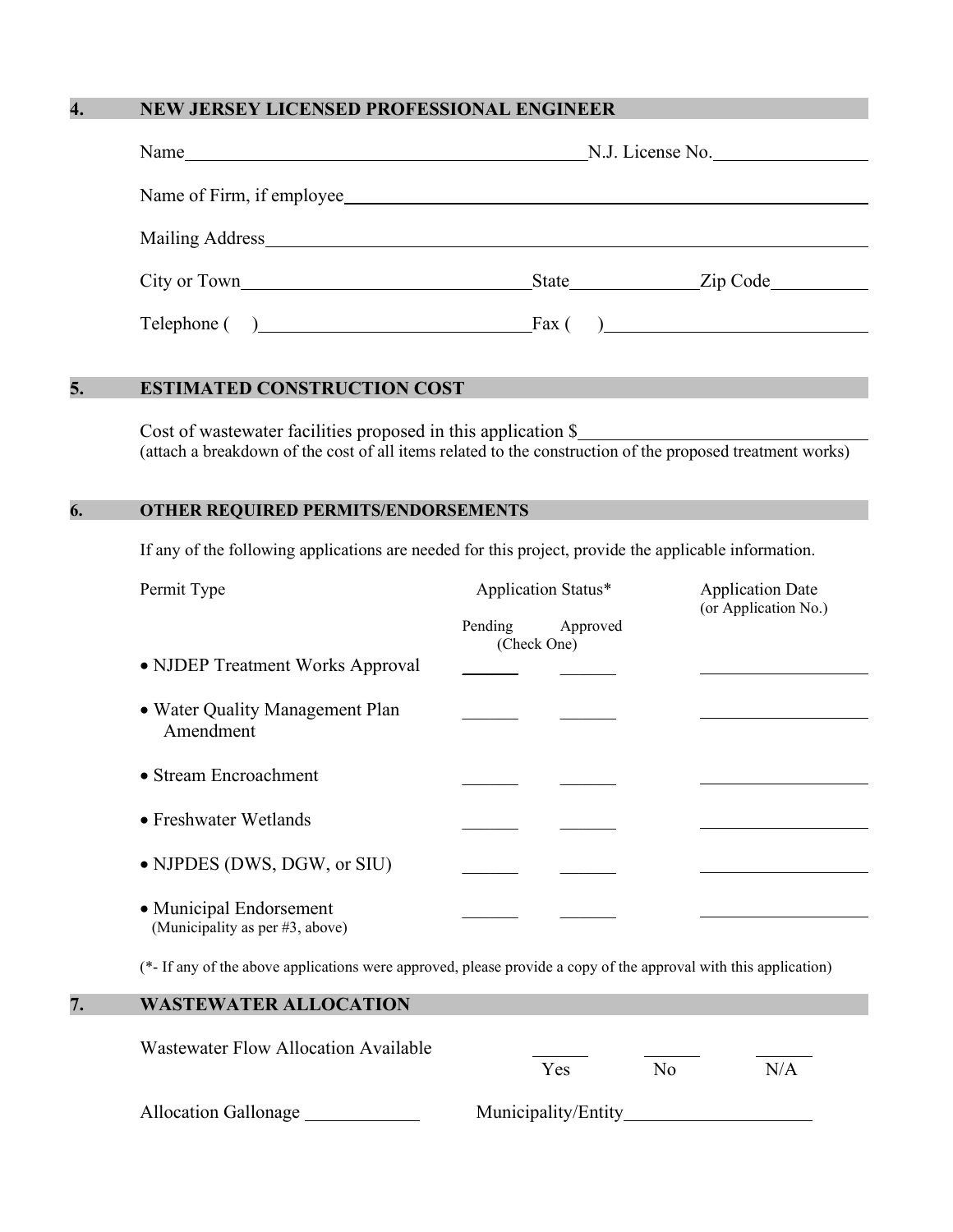## 4. NEW JERSEY LICENSED PROFESSIONAL ENGINEER

Name\_\_\_\_\_\_\_\_\_\_\_\_\_\_\_\_\_\_\_\_\_\_\_\_\_\_\_\_\_\_\_\_\_\_\_\_\_\_\_\_ N.J. License No.\_\_\_\_\_\_\_\_\_\_\_\_\_\_\_\_

Name of Firm, if employee\_\_\_\_\_\_\_\_\_\_\_\_\_\_\_\_\_\_\_\_\_\_\_\_\_\_\_\_\_\_\_\_\_\_\_\_\_\_\_\_\_\_\_\_\_\_\_\_\_\_

Mailing Address\_\_\_\_\_\_\_\_\_\_\_\_\_\_\_\_\_\_\_\_\_\_\_\_\_\_\_\_\_\_\_\_\_\_\_\_\_\_\_\_\_\_\_\_\_\_\_\_\_\_\_\_\_\_\_\_\_\_

City or Town\_\_\_\_\_\_\_\_\_\_\_\_\_\_\_\_\_\_\_\_\_\_\_\_\_\_\_\_\_\_ State\_\_\_\_\_\_\_\_\_\_\_\_ Zip Code\_\_\_\_\_\_\_\_\_\_

Telephone (    )\_\_\_\_\_\_\_\_\_\_\_\_\_\_\_\_\_\_\_\_\_\_\_\_\_\_\_ Fax (    )\_\_\_\_\_\_\_\_\_\_\_\_\_\_\_\_\_\_\_\_\_\_\_\_\_\_\_

## 5. ESTIMATED CONSTRUCTION COST

Cost of wastewater facilities proposed in this application $\_\_\_\_\_\_\_\_\_\_\_\_\_\_\_\_\_\_\_\_\_\_\_\_\_\_\_\_\_\_
(attach a breakdown of the cost of all items related to the construction of the proposed treatment works)

## 6. OTHER REQUIRED PERMITS/ENDORSEMENTS

If any of the following applications are needed for this project, provide the applicable information.

| Permit Type | Application Status* | | Application Date (or Application No.) |
|---|---|---|---|
| | Pending | Approved | |
| | (Check One) | | |
| • NJDEP Treatment Works Approval | \_\_\_\_\_\_ | \_\_\_\_\_\_ | \_\_\_\_\_\_\_\_\_\_\_\_\_\_\_\_\_\_ |
| • Water Quality Management Plan Amendment | \_\_\_\_\_\_ | \_\_\_\_\_\_ | \_\_\_\_\_\_\_\_\_\_\_\_\_\_\_\_\_\_ |
| • Stream Encroachment | \_\_\_\_\_\_ | \_\_\_\_\_\_ | \_\_\_\_\_\_\_\_\_\_\_\_\_\_\_\_\_\_ |
| • Freshwater Wetlands | \_\_\_\_\_\_ | \_\_\_\_\_\_ | \_\_\_\_\_\_\_\_\_\_\_\_\_\_\_\_\_\_ |
| • NJPDES (DWS, DGW, or SIU) | \_\_\_\_\_\_ | \_\_\_\_\_\_ | \_\_\_\_\_\_\_\_\_\_\_\_\_\_\_\_\_\_ |
| • Municipal Endorsement (Municipality as per #3, above) | \_\_\_\_\_\_ | \_\_\_\_\_\_ | \_\_\_\_\_\_\_\_\_\_\_\_\_\_\_\_\_\_ |

(*- If any of the above applications were approved, please provide a copy of the approval with this application)

## 7. WASTEWATER ALLOCATION

Wastewater Flow Allocation Available    \_\_\_\_\_\_ Yes    \_\_\_\_\_\_ No    \_\_\_\_\_\_ N/A

Allocation Gallonage \_\_\_\_\_\_\_\_\_\_\_\_    Municipality/Entity\_\_\_\_\_\_\_\_\_\_\_\_\_\_\_\_\_\_\_\_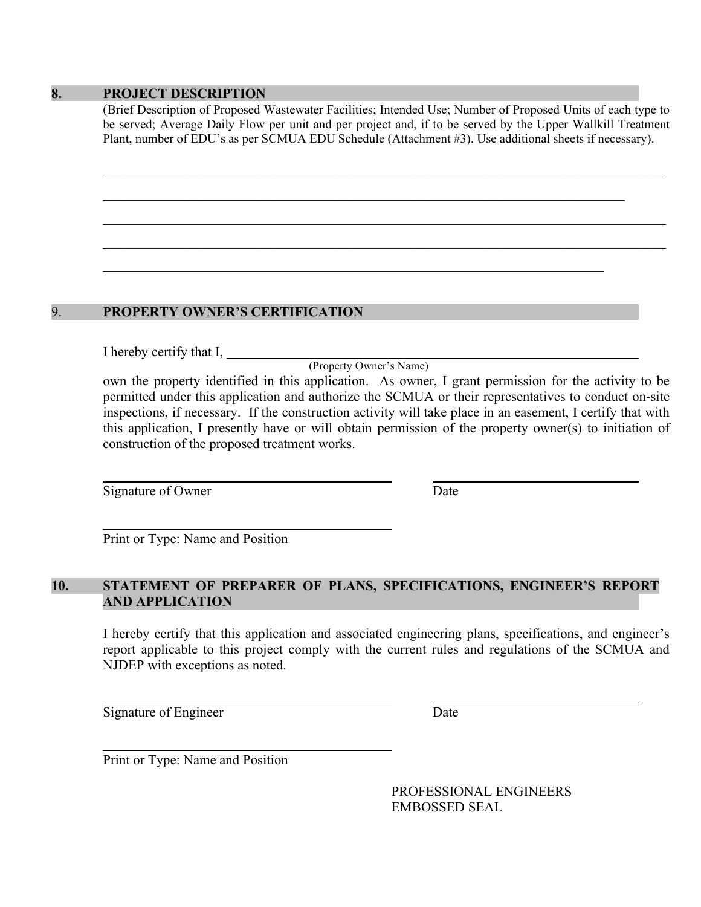## 8. PROJECT DESCRIPTION

(Brief Description of Proposed Wastewater Facilities; Intended Use; Number of Proposed Units of each type to be served; Average Daily Flow per unit and per project and, if to be served by the Upper Wallkill Treatment Plant, number of EDU's as per SCMUA EDU Schedule (Attachment #3). Use additional sheets if necessary).

\_\_\_\_\_\_\_\_\_\_\_\_\_\_\_\_\_\_\_\_\_\_\_\_\_\_\_\_\_\_\_\_\_\_\_\_\_\_\_\_\_\_\_\_\_\_\_\_\_\_\_\_\_\_\_\_\_\_\_\_\_\_\_\_\_\_\_\_\_\_\_\_\_\_\_\_\_\_

\_\_\_\_\_\_\_\_\_\_\_\_\_\_\_\_\_\_\_\_\_\_\_\_\_\_\_\_\_\_\_\_\_\_\_\_\_\_\_\_\_\_\_\_\_\_\_\_\_\_\_\_\_\_\_\_\_\_\_\_\_\_\_\_\_\_\_\_\_\_\_\_\_\_\_

\_\_\_\_\_\_\_\_\_\_\_\_\_\_\_\_\_\_\_\_\_\_\_\_\_\_\_\_\_\_\_\_\_\_\_\_\_\_\_\_\_\_\_\_\_\_\_\_\_\_\_\_\_\_\_\_\_\_\_\_\_\_\_\_\_\_\_\_\_\_\_\_\_\_\_\_\_\_

\_\_\_\_\_\_\_\_\_\_\_\_\_\_\_\_\_\_\_\_\_\_\_\_\_\_\_\_\_\_\_\_\_\_\_\_\_\_\_\_\_\_\_\_\_\_\_\_\_\_\_\_\_\_\_\_\_\_\_\_\_\_\_\_\_\_\_\_\_\_\_\_\_\_\_\_\_\_

\_\_\_\_\_\_\_\_\_\_\_\_\_\_\_\_\_\_\_\_\_\_\_\_\_\_\_\_\_\_\_\_\_\_\_\_\_\_\_\_\_\_\_\_\_\_\_\_\_\_\_\_\_\_\_\_\_\_\_\_\_\_\_\_\_\_\_\_\_\_\_

## 9. PROPERTY OWNER'S CERTIFICATION

I hereby certify that I, \_\_\_\_\_\_\_\_\_\_\_\_\_\_\_\_\_\_\_\_\_\_\_\_\_\_\_\_\_\_\_\_\_\_\_\_\_\_\_\_\_\_\_\_\_\_\_\_\_\_\_\_\_\_\_\_\_\_
(Property Owner's Name)

own the property identified in this application. As owner, I grant permission for the activity to be permitted under this application and authorize the SCMUA or their representatives to conduct on-site inspections, if necessary. If the construction activity will take place in an easement, I certify that with this application, I presently have or will obtain permission of the property owner(s) to initiation of construction of the proposed treatment works.

\_\_\_\_\_\_\_\_\_\_\_\_\_\_\_\_\_\_\_\_\_\_\_\_\_\_\_\_\_\_\_\_\_\_\_\_\_\_\_\_ \_\_\_\_\_\_\_\_\_\_\_\_\_\_\_\_\_\_\_\_\_\_\_\_\_\_\_\_\_\_
Signature of Owner Date

\_\_\_\_\_\_\_\_\_\_\_\_\_\_\_\_\_\_\_\_\_\_\_\_\_\_\_\_\_\_\_\_\_\_\_\_\_\_\_\_
Print or Type: Name and Position

## 10. STATEMENT OF PREPARER OF PLANS, SPECIFICATIONS, ENGINEER'S REPORT AND APPLICATION

I hereby certify that this application and associated engineering plans, specifications, and engineer's report applicable to this project comply with the current rules and regulations of the SCMUA and NJDEP with exceptions as noted.

\_\_\_\_\_\_\_\_\_\_\_\_\_\_\_\_\_\_\_\_\_\_\_\_\_\_\_\_\_\_\_\_\_\_\_\_\_\_\_\_ \_\_\_\_\_\_\_\_\_\_\_\_\_\_\_\_\_\_\_\_\_\_\_\_\_\_\_\_\_\_
Signature of Engineer Date

\_\_\_\_\_\_\_\_\_\_\_\_\_\_\_\_\_\_\_\_\_\_\_\_\_\_\_\_\_\_\_\_\_\_\_\_\_\_\_\_
Print or Type: Name and Position

PROFESSIONAL ENGINEERS
EMBOSSED SEAL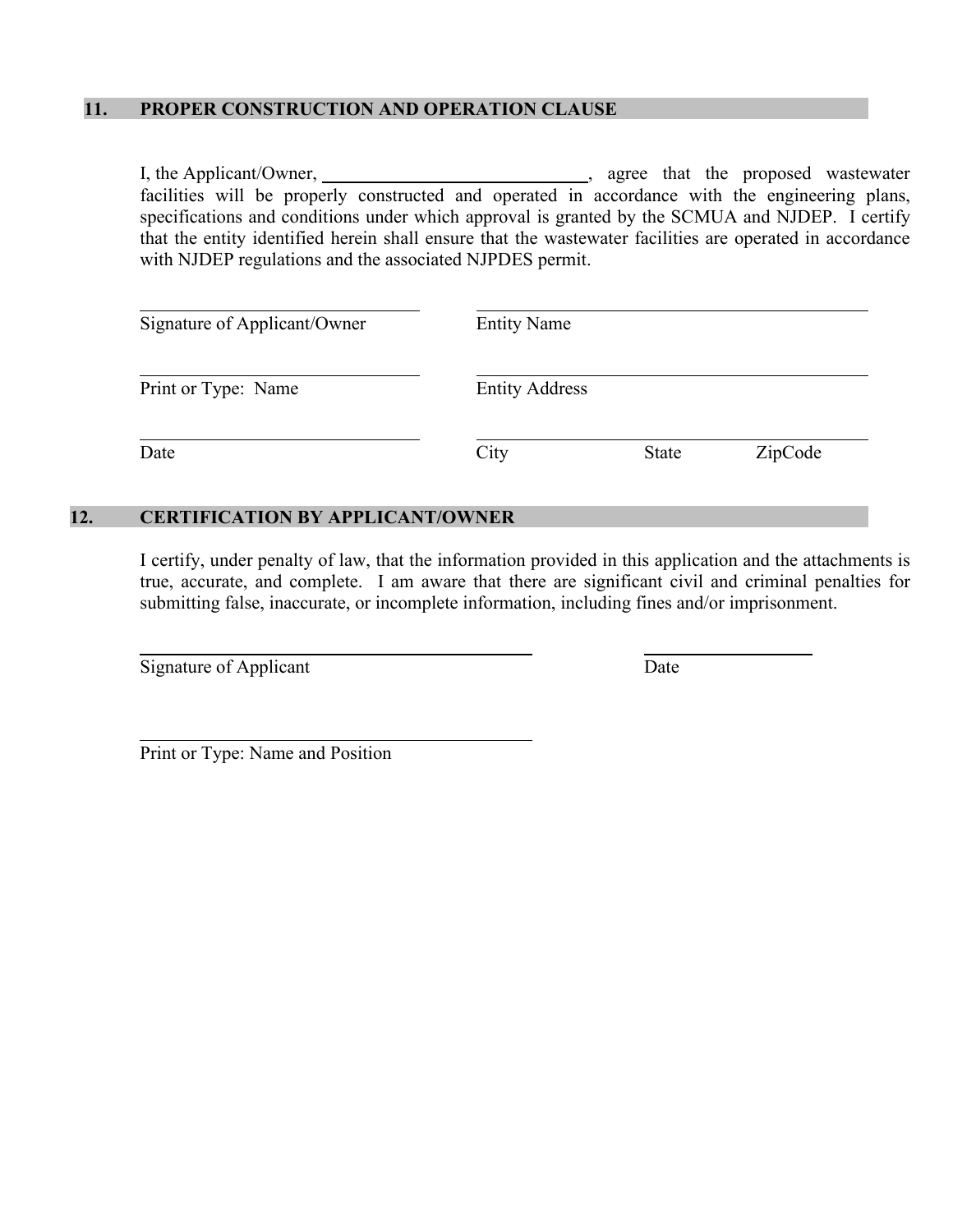## 11. PROPER CONSTRUCTION AND OPERATION CLAUSE

I, the Applicant/Owner, ______________________________, agree that the proposed wastewater facilities will be properly constructed and operated in accordance with the engineering plans, specifications and conditions under which approval is granted by the SCMUA and NJDEP. I certify that the entity identified herein shall ensure that the wastewater facilities are operated in accordance with NJDEP regulations and the associated NJPDES permit.

______________________________
Signature of Applicant/Owner

______________________________
Entity Name

______________________________
Print or Type: Name

______________________________
Entity Address

______________________________
Date

______________________________
City State ZipCode

## 12. CERTIFICATION BY APPLICANT/OWNER

I certify, under penalty of law, that the information provided in this application and the attachments is true, accurate, and complete. I am aware that there are significant civil and criminal penalties for submitting false, inaccurate, or incomplete information, including fines and/or imprisonment.

______________________________
Signature of Applicant

______________________________
Date

______________________________
Print or Type: Name and Position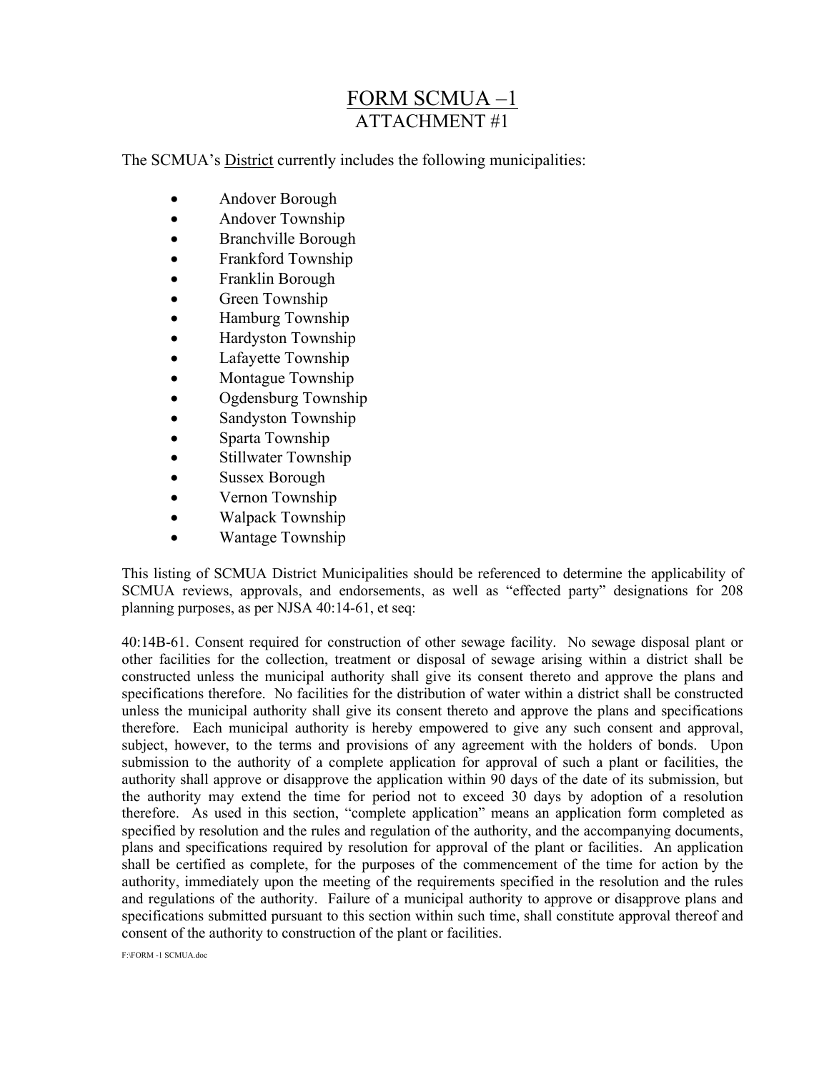# FORM SCMUA –1
## ATTACHMENT #1

The SCMUA's District currently includes the following municipalities:

- Andover Borough
- Andover Township
- Branchville Borough
- Frankford Township
- Franklin Borough
- Green Township
- Hamburg Township
- Hardyston Township
- Lafayette Township
- Montague Township
- Ogdensburg Township
- Sandyston Township
- Sparta Township
- Stillwater Township
- Sussex Borough
- Vernon Township
- Walpack Township
- Wantage Township

This listing of SCMUA District Municipalities should be referenced to determine the applicability of SCMUA reviews, approvals, and endorsements, as well as "effected party" designations for 208 planning purposes, as per NJSA 40:14-61, et seq:

40:14B-61. Consent required for construction of other sewage facility. No sewage disposal plant or other facilities for the collection, treatment or disposal of sewage arising within a district shall be constructed unless the municipal authority shall give its consent thereto and approve the plans and specifications therefore. No facilities for the distribution of water within a district shall be constructed unless the municipal authority shall give its consent thereto and approve the plans and specifications therefore. Each municipal authority is hereby empowered to give any such consent and approval, subject, however, to the terms and provisions of any agreement with the holders of bonds. Upon submission to the authority of a complete application for approval of such a plant or facilities, the authority shall approve or disapprove the application within 90 days of the date of its submission, but the authority may extend the time for period not to exceed 30 days by adoption of a resolution therefore. As used in this section, "complete application" means an application form completed as specified by resolution and the rules and regulation of the authority, and the accompanying documents, plans and specifications required by resolution for approval of the plant or facilities. An application shall be certified as complete, for the purposes of the commencement of the time for action by the authority, immediately upon the meeting of the requirements specified in the resolution and the rules and regulations of the authority. Failure of a municipal authority to approve or disapprove plans and specifications submitted pursuant to this section within such time, shall constitute approval thereof and consent of the authority to construction of the plant or facilities.

F:\FORM -1 SCMUA.doc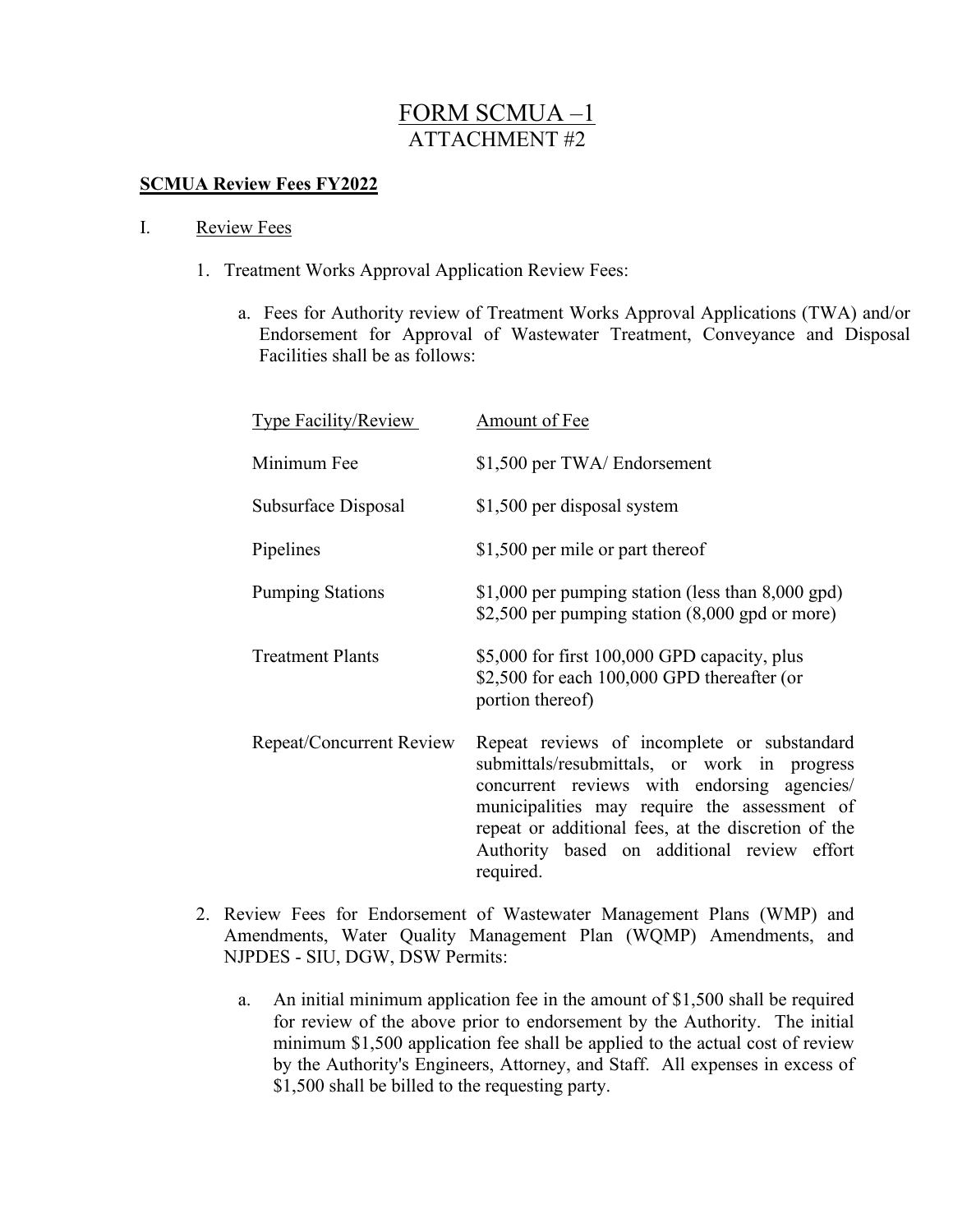# FORM SCMUA –1
## ATTACHMENT #2

**SCMUA Review Fees FY2022**

I. Review Fees

1. Treatment Works Approval Application Review Fees:

   a. Fees for Authority review of Treatment Works Approval Applications (TWA) and/or Endorsement for Approval of Wastewater Treatment, Conveyance and Disposal Facilities shall be as follows:

| Type Facility/Review | Amount of Fee |
| --- | --- |
| Minimum Fee | $1,500 per TWA/ Endorsement |
| Subsurface Disposal | $1,500 per disposal system |
| Pipelines | $1,500 per mile or part thereof |
| Pumping Stations | $1,000 per pumping station (less than 8,000 gpd)<br>$2,500 per pumping station (8,000 gpd or more) |
| Treatment Plants | $5,000 for first 100,000 GPD capacity, plus $2,500 for each 100,000 GPD thereafter (or portion thereof) |
| Repeat/Concurrent Review | Repeat reviews of incomplete or substandard submittals/resubmittals, or work in progress concurrent reviews with endorsing agencies/ municipalities may require the assessment of repeat or additional fees, at the discretion of the Authority based on additional review effort required. |

2. Review Fees for Endorsement of Wastewater Management Plans (WMP) and Amendments, Water Quality Management Plan (WQMP) Amendments, and NJPDES - SIU, DGW, DSW Permits:

   a. An initial minimum application fee in the amount of $1,500 shall be required for review of the above prior to endorsement by the Authority. The initial minimum $1,500 application fee shall be applied to the actual cost of review by the Authority's Engineers, Attorney, and Staff. All expenses in excess of $1,500 shall be billed to the requesting party.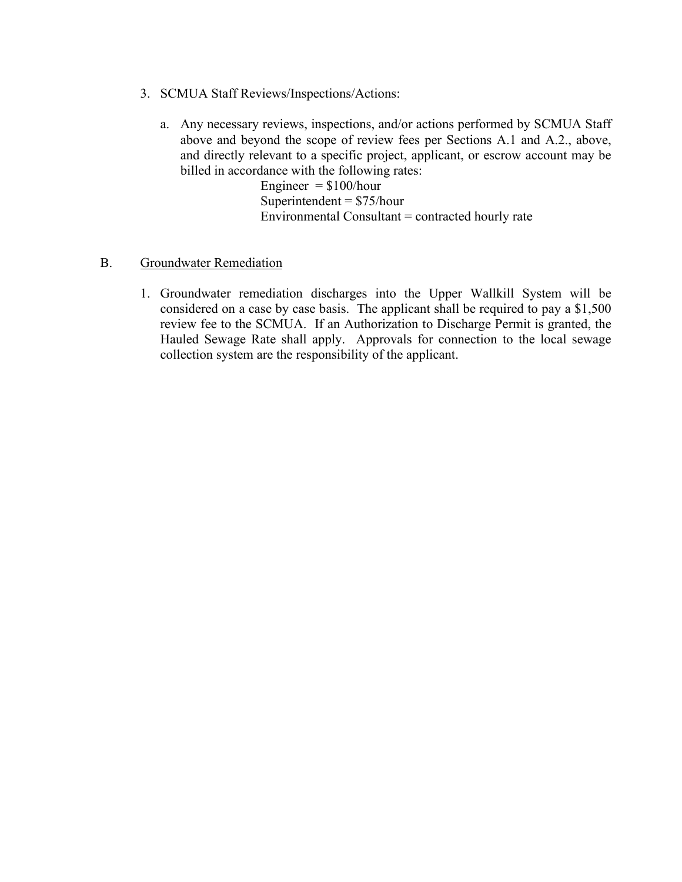3. SCMUA Staff Reviews/Inspections/Actions:

   a. Any necessary reviews, inspections, and/or actions performed by SCMUA Staff above and beyond the scope of review fees per Sections A.1 and A.2., above, and directly relevant to a specific project, applicant, or escrow account may be billed in accordance with the following rates:

      Engineer = $100/hour
      Superintendent = $75/hour
      Environmental Consultant = contracted hourly rate

B. <u>Groundwater Remediation</u>

1. Groundwater remediation discharges into the Upper Wallkill System will be considered on a case by case basis. The applicant shall be required to pay a $1,500 review fee to the SCMUA. If an Authorization to Discharge Permit is granted, the Hauled Sewage Rate shall apply. Approvals for connection to the local sewage collection system are the responsibility of the applicant.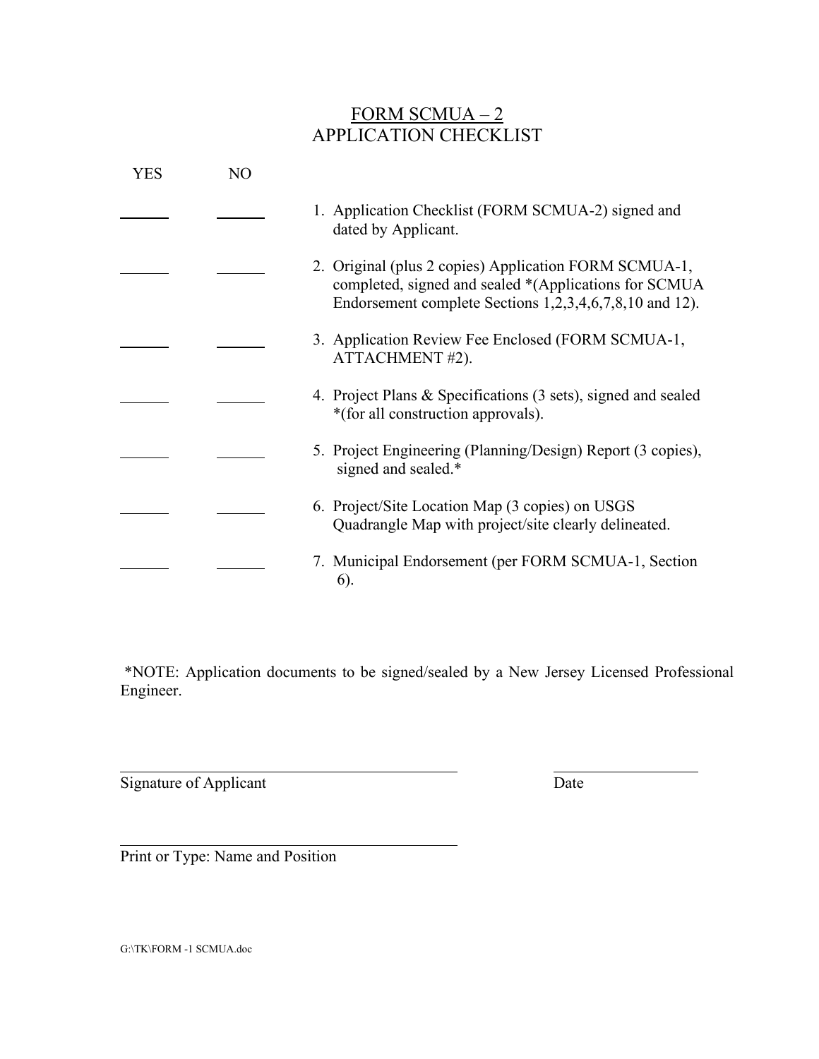# FORM SCMUA – 2
# APPLICATION CHECKLIST

| YES | NO | |
|---|---|---|
| ______ | ______ | 1. Application Checklist (FORM SCMUA-2) signed and dated by Applicant. |
| ______ | ______ | 2. Original (plus 2 copies) Application FORM SCMUA-1, completed, signed and sealed *(Applications for SCMUA Endorsement complete Sections 1,2,3,4,6,7,8,10 and 12). |
| ______ | ______ | 3. Application Review Fee Enclosed (FORM SCMUA-1, ATTACHMENT #2). |
| ______ | ______ | 4. Project Plans & Specifications (3 sets), signed and sealed *(for all construction approvals). |
| ______ | ______ | 5. Project Engineering (Planning/Design) Report (3 copies), signed and sealed.* |
| ______ | ______ | 6. Project/Site Location Map (3 copies) on USGS Quadrangle Map with project/site clearly delineated. |
| ______ | ______ | 7. Municipal Endorsement (per FORM SCMUA-1, Section 6). |

*NOTE: Application documents to be signed/sealed by a New Jersey Licensed Professional Engineer.

\_\_\_\_\_\_\_\_\_\_\_\_\_\_\_\_\_\_\_\_\_\_\_\_\_\_\_\_\_\_\_\_\_\_\_\_ \_\_\_\_\_\_\_\_\_\_\_\_\_\_\_\_

Signature of Applicant Date

\_\_\_\_\_\_\_\_\_\_\_\_\_\_\_\_\_\_\_\_\_\_\_\_\_\_\_\_\_\_\_\_\_\_\_\_

Print or Type: Name and Position

G:\TK\FORM -1 SCMUA.doc